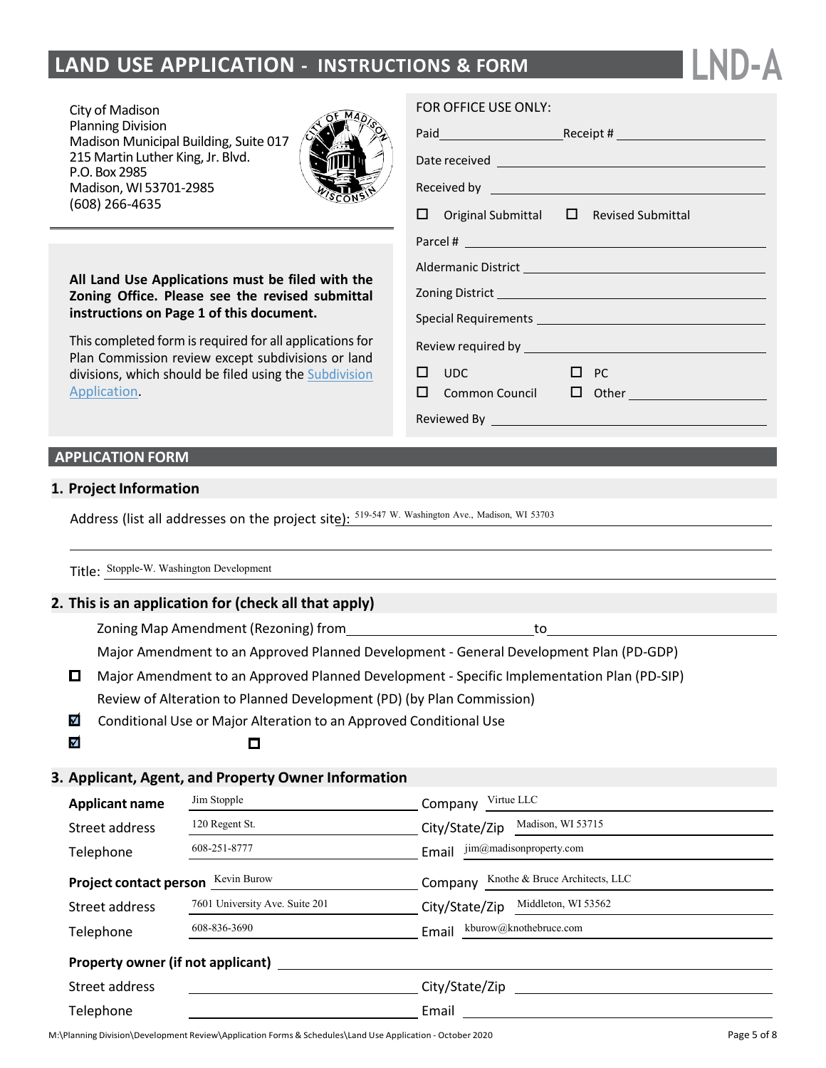# LAND USE APPLICATION - INSTRUCTIONS & FORM

**LND-A**

City of Madison
Planning Division
Madison Municipal Building, Suite 017
215 Martin Luther King, Jr. Blvd.
P.O. Box 2985
Madison, WI 53701-2985
(608) 266-4635

**All Land Use Applications must be filed with the Zoning Office. Please see the revised submittal instructions on Page 1 of this document.**

This completed form is required for all applications for Plan Commission review except subdivisions or land divisions, which should be filed using the Subdivision Application.

FOR OFFICE USE ONLY:

Paid ____________ Receipt # ____________

Date received ____________

Received by ____________

☐ Original Submittal ☐ Revised Submittal

Parcel # ____________

Aldermanic District ____________

Zoning District ____________

Special Requirements ____________

Review required by ____________

☐ UDC ☐ PC

☐ Common Council ☐ Other ____________

Reviewed By ____________

## APPLICATION FORM

### 1. Project Information

Address (list all addresses on the project site): 519-547 W. Washington Ave., Madison, WI 53703

Title: Stopple-W. Washington Development

### 2. This is an application for (check all that apply)

Zoning Map Amendment (Rezoning) from ____________ to ____________

Major Amendment to an Approved Planned Development - General Development Plan (PD-GDP)

☐ Major Amendment to an Approved Planned Development - Specific Implementation Plan (PD-SIP)

Review of Alteration to Planned Development (PD) (by Plan Commission)

☑ Conditional Use or Major Alteration to an Approved Conditional Use

☑ ☐

### 3. Applicant, Agent, and Property Owner Information

**Applicant name** Jim Stopple — Company Virtue LLC

Street address 120 Regent St. — City/State/Zip Madison, WI 53715

Telephone 608-251-8777 — Email jim@madisonproperty.com

**Project contact person** Kevin Burow — Company Knothe & Bruce Architects, LLC

Street address 7601 University Ave. Suite 201 — City/State/Zip Middleton, WI 53562

Telephone 608-836-3690 — Email kburow@knothebruce.com

**Property owner (if not applicant)** ____________

Street address ____________ City/State/Zip ____________

Telephone ____________ Email ____________

M:\Planning Division\Development Review\Application Forms & Schedules\Land Use Application - October 2020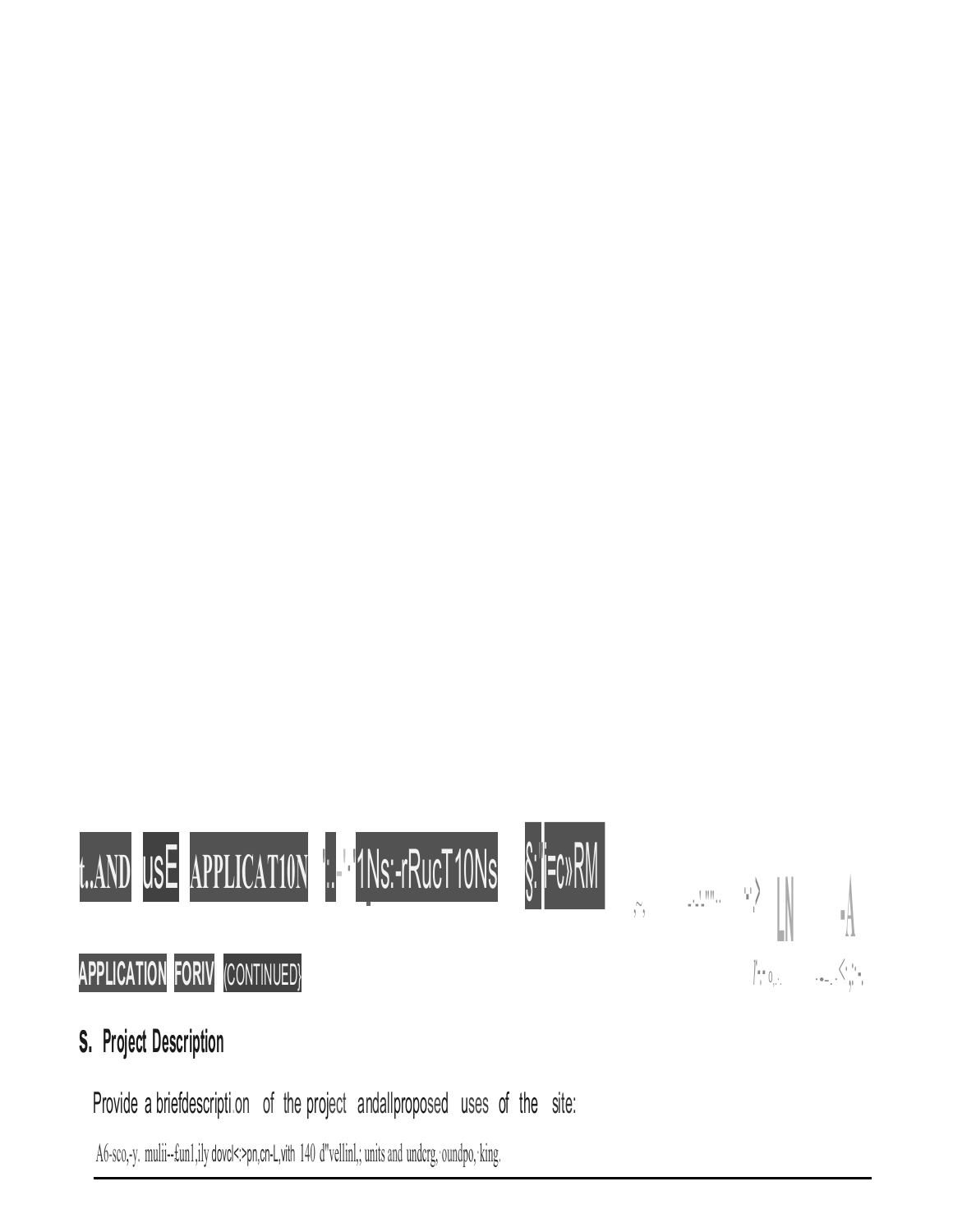# LAND USE APPLICATION INSTRUCTIONS & FORM

## APPLICATION FORM (CONTINUED)

### 5. Project Description

Provide a brief description of the project and all proposed uses of the site:

A6-sco,-y. mulii--£un1,ily dovcl<:>pn,cn-L,vith 140 d"vellinl,; units and undcrg,·oundpo,·king.